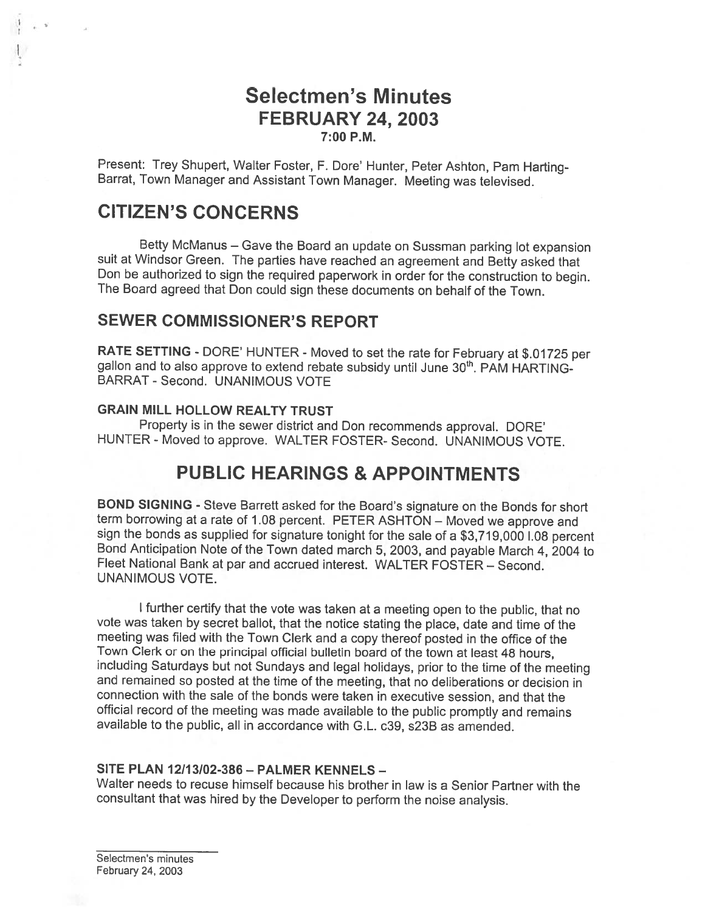# Selectmen's Minutes
## FEBRUARY 24, 2003
### 7:00 P.M.

Present: Trey Shupert, Walter Foster, F. Dore' Hunter, Peter Ashton, Pam Harting-Barrat, Town Manager and Assistant Town Manager. Meeting was televised.

# CITIZEN'S CONCERNS

Betty McManus – Gave the Board an update on Sussman parking lot expansion suit at Windsor Green. The parties have reached an agreement and Betty asked that Don be authorized to sign the required paperwork in order for the construction to begin. The Board agreed that Don could sign these documents on behalf of the Town.

## SEWER COMMISSIONER'S REPORT

**RATE SETTING** - DORE' HUNTER - Moved to set the rate for February at $.01725 per gallon and to also approve to extend rebate subsidy until June 30th. PAM HARTING-BARRAT - Second. UNANIMOUS VOTE

### GRAIN MILL HOLLOW REALTY TRUST

Property is in the sewer district and Don recommends approval. DORE' HUNTER - Moved to approve. WALTER FOSTER- Second. UNANIMOUS VOTE.

# PUBLIC HEARINGS & APPOINTMENTS

**BOND SIGNING** - Steve Barrett asked for the Board's signature on the Bonds for short term borrowing at a rate of 1.08 percent. PETER ASHTON – Moved we approve and sign the bonds as supplied for signature tonight for the sale of a $3,719,000 l.08 percent Bond Anticipation Note of the Town dated march 5, 2003, and payable March 4, 2004 to Fleet National Bank at par and accrued interest. WALTER FOSTER – Second. UNANIMOUS VOTE.

I further certify that the vote was taken at a meeting open to the public, that no vote was taken by secret ballot, that the notice stating the place, date and time of the meeting was filed with the Town Clerk and a copy thereof posted in the office of the Town Clerk or on the principal official bulletin board of the town at least 48 hours, including Saturdays but not Sundays and legal holidays, prior to the time of the meeting and remained so posted at the time of the meeting, that no deliberations or decision in connection with the sale of the bonds were taken in executive session, and that the official record of the meeting was made available to the public promptly and remains available to the public, all in accordance with G.L. c39, s23B as amended.

### SITE PLAN 12/13/02-386 – PALMER KENNELS –

Walter needs to recuse himself because his brother in law is a Senior Partner with the consultant that was hired by the Developer to perform the noise analysis.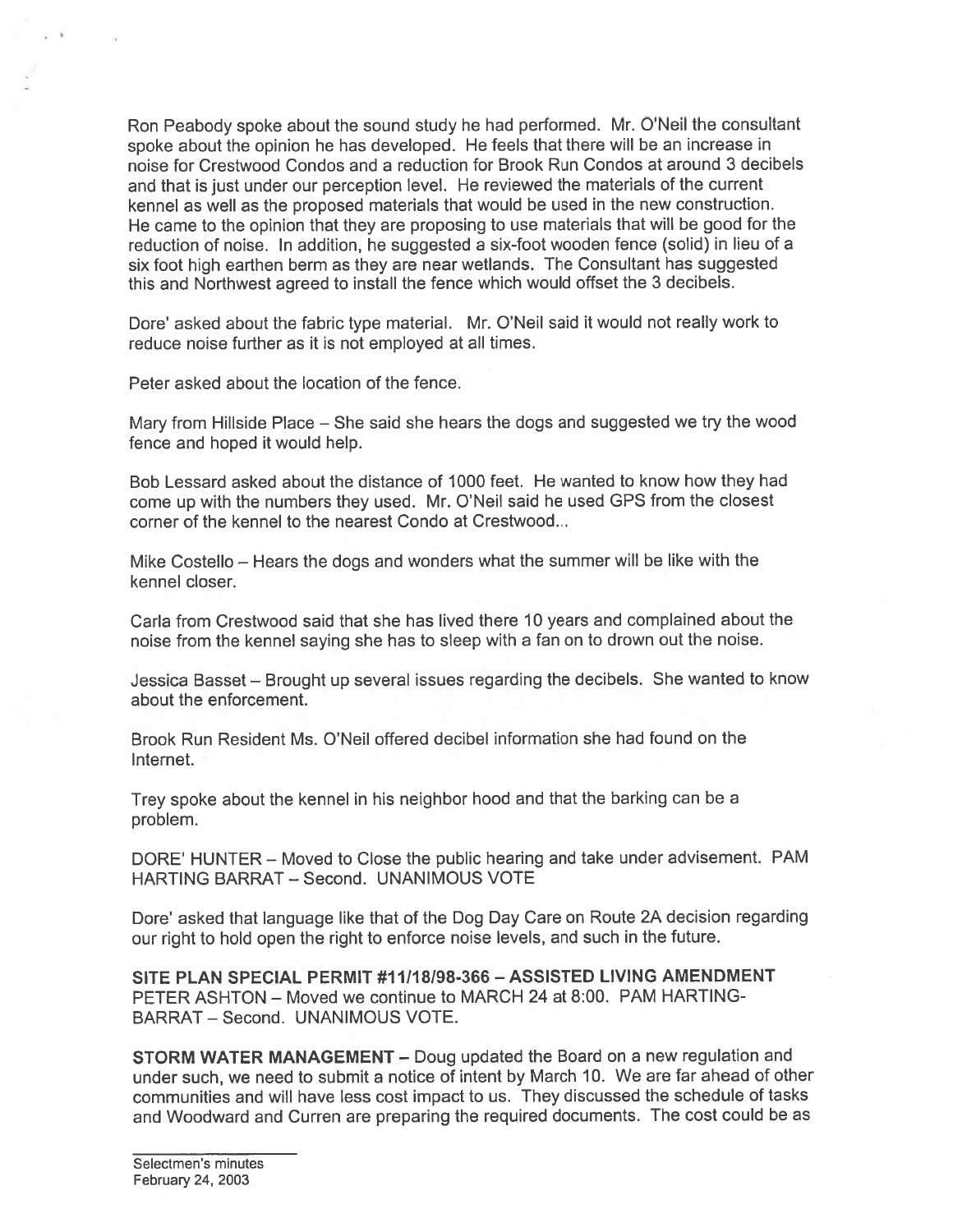Ron Peabody spoke about the sound study he had performed. Mr. O'Neil the consultant spoke about the opinion he has developed. He feels that there will be an increase in noise for Crestwood Condos and a reduction for Brook Run Condos at around 3 decibels and that is just under our perception level. He reviewed the materials of the current kennel as well as the proposed materials that would be used in the new construction. He came to the opinion that they are proposing to use materials that will be good for the reduction of noise. In addition, he suggested a six-foot wooden fence (solid) in lieu of a six foot high earthen berm as they are near wetlands. The Consultant has suggested this and Northwest agreed to install the fence which would offset the 3 decibels.

Dore' asked about the fabric type material. Mr. O'Neil said it would not really work to reduce noise further as it is not employed at all times.

Peter asked about the location of the fence.

Mary from Hillside Place – She said she hears the dogs and suggested we try the wood fence and hoped it would help.

Bob Lessard asked about the distance of 1000 feet. He wanted to know how they had come up with the numbers they used. Mr. O'Neil said he used GPS from the closest corner of the kennel to the nearest Condo at Crestwood...

Mike Costello – Hears the dogs and wonders what the summer will be like with the kennel closer.

Carla from Crestwood said that she has lived there 10 years and complained about the noise from the kennel saying she has to sleep with a fan on to drown out the noise.

Jessica Basset – Brought up several issues regarding the decibels. She wanted to know about the enforcement.

Brook Run Resident Ms. O'Neil offered decibel information she had found on the Internet.

Trey spoke about the kennel in his neighbor hood and that the barking can be a problem.

DORE' HUNTER – Moved to Close the public hearing and take under advisement. PAM HARTING BARRAT – Second. UNANIMOUS VOTE

Dore' asked that language like that of the Dog Day Care on Route 2A decision regarding our right to hold open the right to enforce noise levels, and such in the future.

**SITE PLAN SPECIAL PERMIT #11/18/98-366 – ASSISTED LIVING AMENDMENT** PETER ASHTON – Moved we continue to MARCH 24 at 8:00. PAM HARTING-BARRAT – Second. UNANIMOUS VOTE.

**STORM WATER MANAGEMENT –** Doug updated the Board on a new regulation and under such, we need to submit a notice of intent by March 10. We are far ahead of other communities and will have less cost impact to us. They discussed the schedule of tasks and Woodward and Curren are preparing the required documents. The cost could be as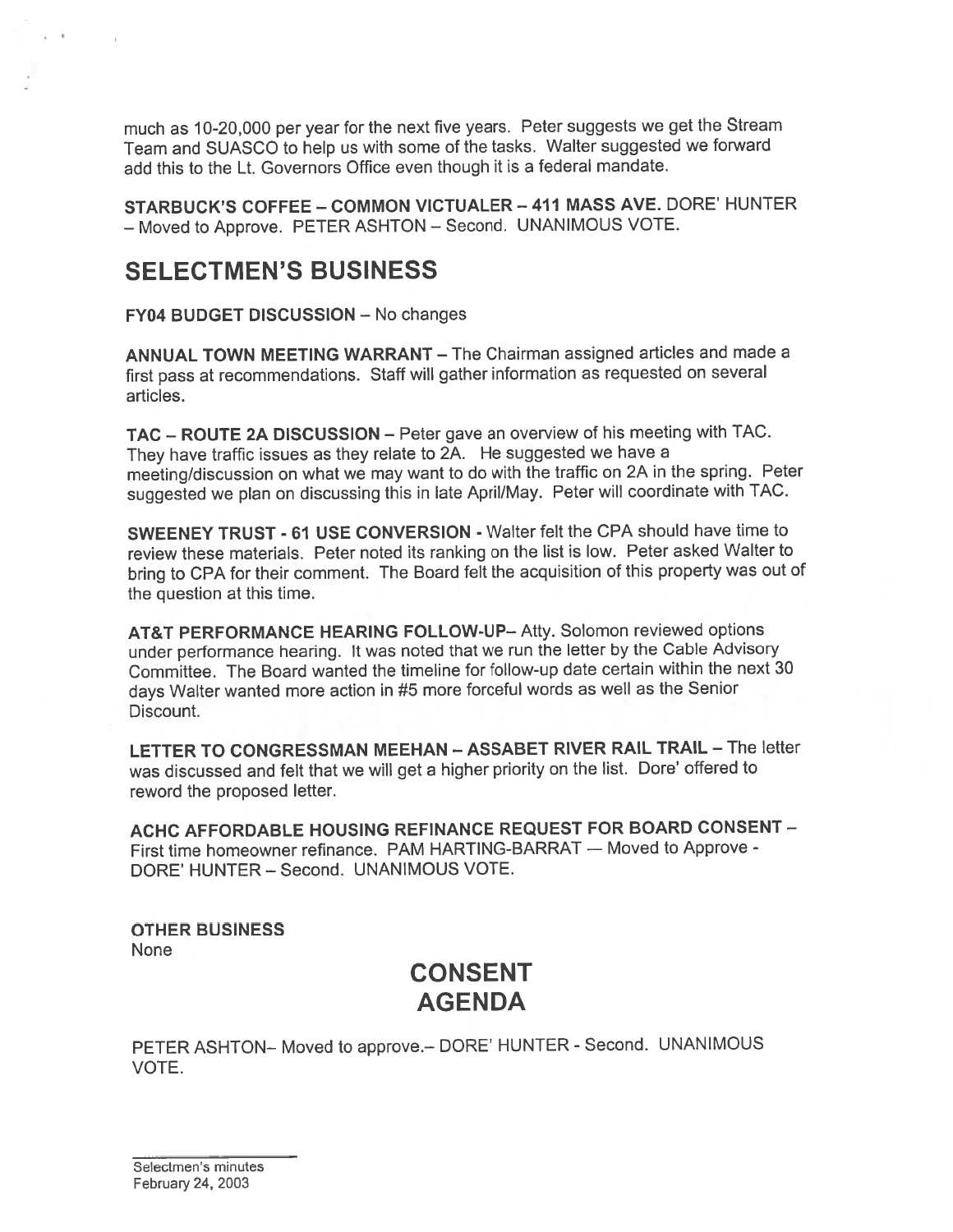much as 10-20,000 per year for the next five years. Peter suggests we get the Stream Team and SUASCO to help us with some of the tasks. Walter suggested we forward add this to the Lt. Governors Office even though it is a federal mandate.

**STARBUCK'S COFFEE – COMMON VICTUALER – 411 MASS AVE.** DORE' HUNTER – Moved to Approve. PETER ASHTON – Second. UNANIMOUS VOTE.

## SELECTMEN'S BUSINESS

**FY04 BUDGET DISCUSSION** – No changes

**ANNUAL TOWN MEETING WARRANT** – The Chairman assigned articles and made a first pass at recommendations. Staff will gather information as requested on several articles.

**TAC – ROUTE 2A DISCUSSION** – Peter gave an overview of his meeting with TAC. They have traffic issues as they relate to 2A. He suggested we have a meeting/discussion on what we may want to do with the traffic on 2A in the spring. Peter suggested we plan on discussing this in late April/May. Peter will coordinate with TAC.

**SWEENEY TRUST - 61 USE CONVERSION** - Walter felt the CPA should have time to review these materials. Peter noted its ranking on the list is low. Peter asked Walter to bring to CPA for their comment. The Board felt the acquisition of this property was out of the question at this time.

**AT&T PERFORMANCE HEARING FOLLOW-UP**– Atty. Solomon reviewed options under performance hearing. It was noted that we run the letter by the Cable Advisory Committee. The Board wanted the timeline for follow-up date certain within the next 30 days Walter wanted more action in #5 more forceful words as well as the Senior Discount.

**LETTER TO CONGRESSMAN MEEHAN – ASSABET RIVER RAIL TRAIL** – The letter was discussed and felt that we will get a higher priority on the list. Dore' offered to reword the proposed letter.

**ACHC AFFORDABLE HOUSING REFINANCE REQUEST FOR BOARD CONSENT** – First time homeowner refinance. PAM HARTING-BARRAT — Moved to Approve - DORE' HUNTER – Second. UNANIMOUS VOTE.

**OTHER BUSINESS**
None

## CONSENT AGENDA

PETER ASHTON– Moved to approve.– DORE' HUNTER - Second. UNANIMOUS VOTE.

Selectmen's minutes
February 24, 2003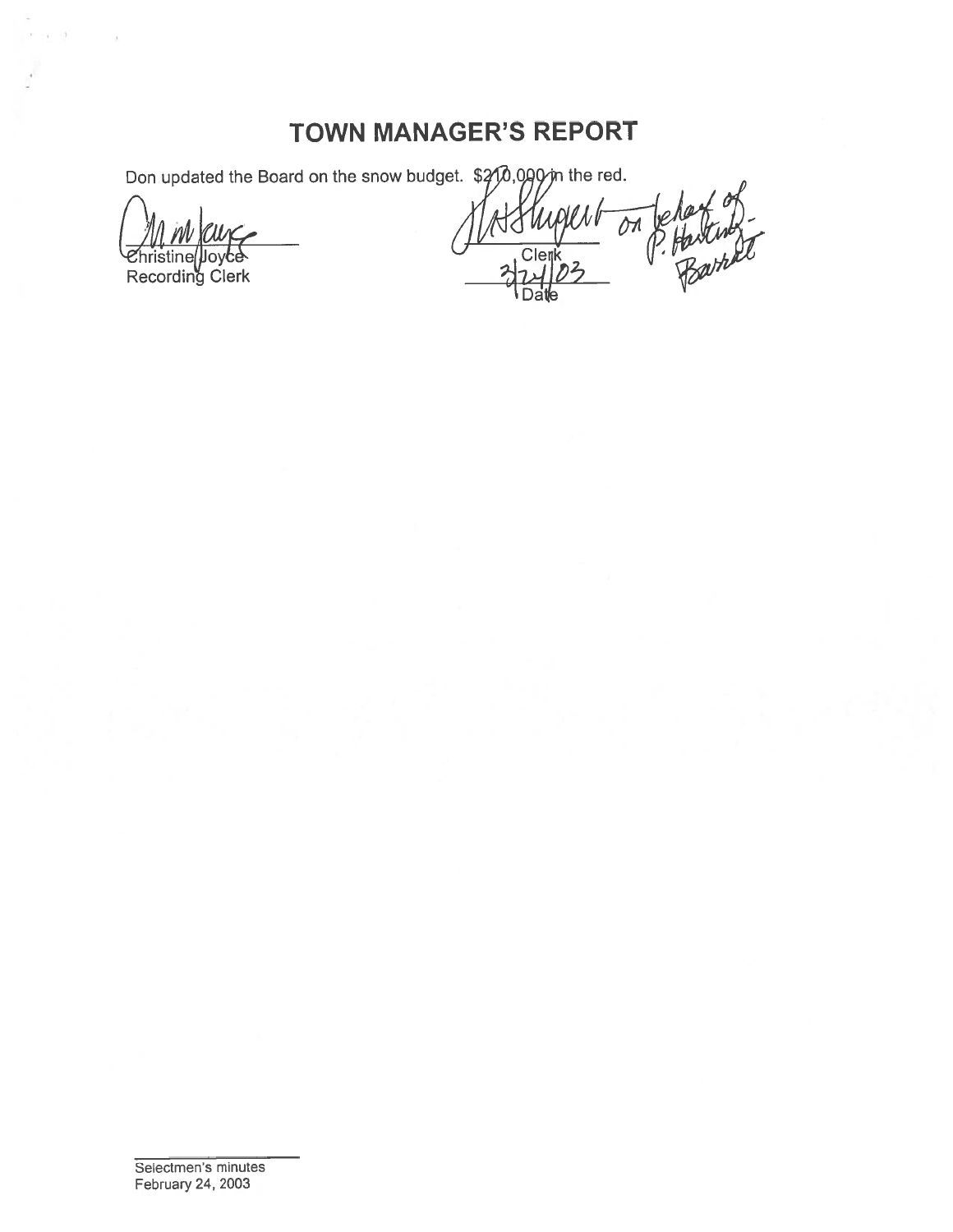# TOWN MANAGER'S REPORT

Don updated the Board on the snow budget. $210,000 in the red.

Christine Joyce
Recording Clerk

Clerk (on behalf of P. Hastings-Barrett)

3/24/03
Date

Selectmen's minutes
February 24, 2003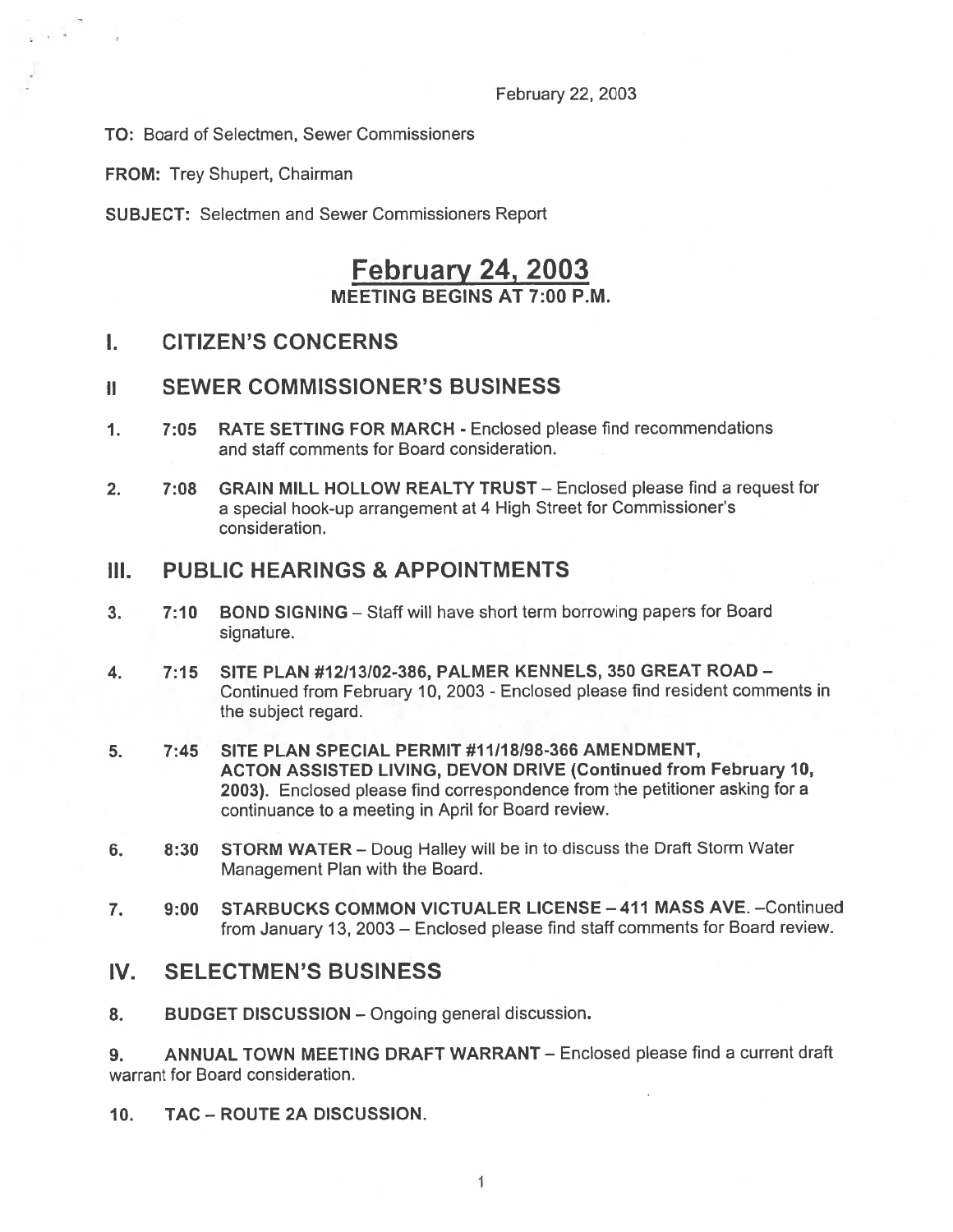February 22, 2003

**TO:** Board of Selectmen, Sewer Commissioners

**FROM:** Trey Shupert, Chairman

**SUBJECT:** Selectmen and Sewer Commissioners Report

# February 24, 2003

**MEETING BEGINS AT 7:00 P.M.**

## I. CITIZEN'S CONCERNS

## II SEWER COMMISSIONER'S BUSINESS

1. **7:05 RATE SETTING FOR MARCH** - Enclosed please find recommendations and staff comments for Board consideration.

2. **7:08 GRAIN MILL HOLLOW REALTY TRUST** – Enclosed please find a request for a special hook-up arrangement at 4 High Street for Commissioner's consideration.

## III. PUBLIC HEARINGS & APPOINTMENTS

3. **7:10 BOND SIGNING** – Staff will have short term borrowing papers for Board signature.

4. **7:15 SITE PLAN #12/13/02-386, PALMER KENNELS, 350 GREAT ROAD** – Continued from February 10, 2003 - Enclosed please find resident comments in the subject regard.

5. **7:45 SITE PLAN SPECIAL PERMIT #11/18/98-366 AMENDMENT, ACTON ASSISTED LIVING, DEVON DRIVE (Continued from February 10, 2003).** Enclosed please find correspondence from the petitioner asking for a continuance to a meeting in April for Board review.

6. **8:30 STORM WATER** – Doug Halley will be in to discuss the Draft Storm Water Management Plan with the Board.

7. **9:00 STARBUCKS COMMON VICTUALER LICENSE – 411 MASS AVE.** –Continued from January 13, 2003 – Enclosed please find staff comments for Board review.

## IV. SELECTMEN'S BUSINESS

8. **BUDGET DISCUSSION** – Ongoing general discussion.

9. **ANNUAL TOWN MEETING DRAFT WARRANT** – Enclosed please find a current draft warrant for Board consideration.

10. **TAC – ROUTE 2A DISCUSSION.**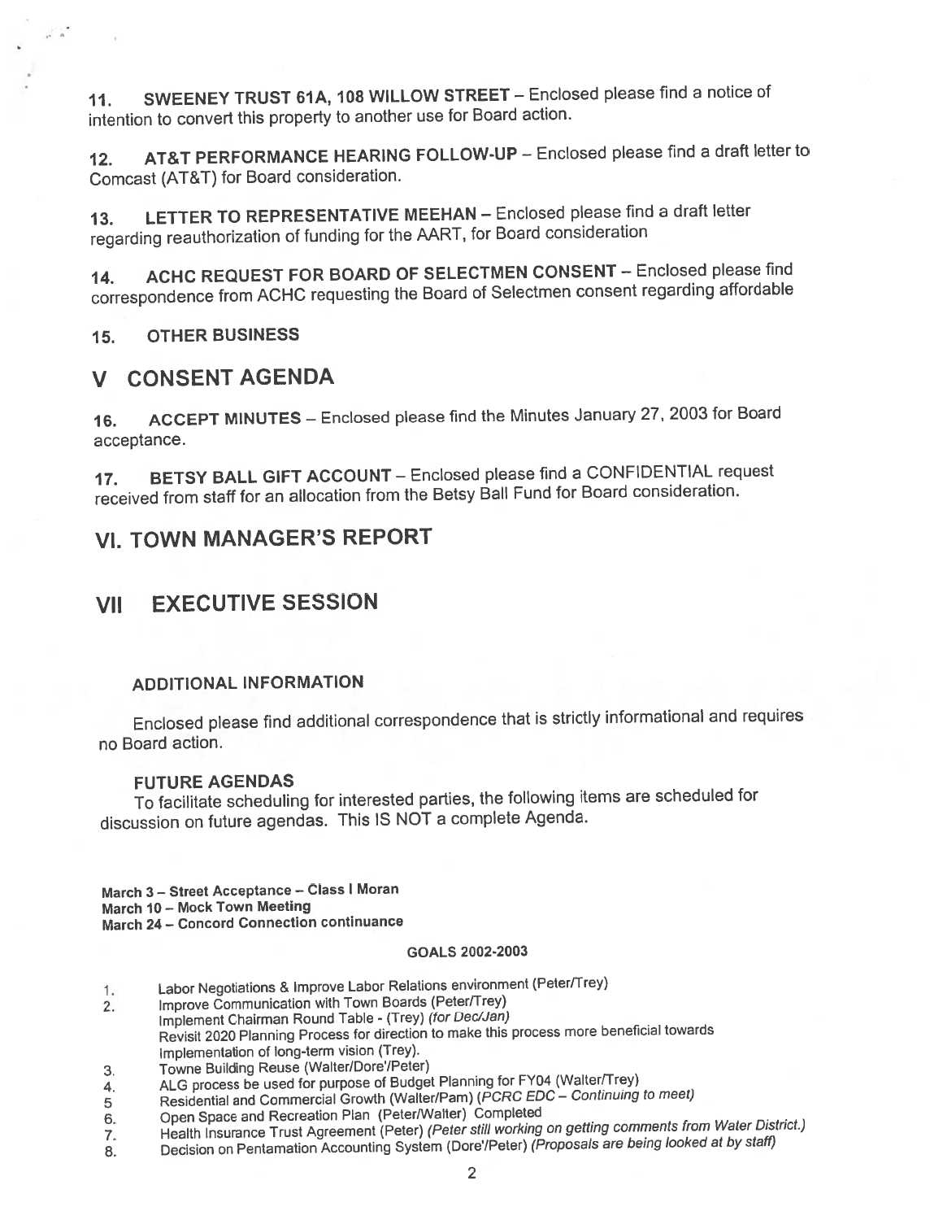11. **SWEENEY TRUST 61A, 108 WILLOW STREET** – Enclosed please find a notice of intention to convert this property to another use for Board action.

12. **AT&T PERFORMANCE HEARING FOLLOW-UP** – Enclosed please find a draft letter to Comcast (AT&T) for Board consideration.

13. **LETTER TO REPRESENTATIVE MEEHAN** – Enclosed please find a draft letter regarding reauthorization of funding for the AART, for Board consideration

14. **ACHC REQUEST FOR BOARD OF SELECTMEN CONSENT** – Enclosed please find correspondence from ACHC requesting the Board of Selectmen consent regarding affordable

15. **OTHER BUSINESS**

# V CONSENT AGENDA

16. **ACCEPT MINUTES** – Enclosed please find the Minutes January 27, 2003 for Board acceptance.

17. **BETSY BALL GIFT ACCOUNT** – Enclosed please find a CONFIDENTIAL request received from staff for an allocation from the Betsy Ball Fund for Board consideration.

# VI. TOWN MANAGER'S REPORT

# VII EXECUTIVE SESSION

### ADDITIONAL INFORMATION

Enclosed please find additional correspondence that is strictly informational and requires no Board action.

### FUTURE AGENDAS

To facilitate scheduling for interested parties, the following items are scheduled for discussion on future agendas. This IS NOT a complete Agenda.

**March 3 – Street Acceptance – Class I Moran**
**March 10 – Mock Town Meeting**
**March 24 – Concord Connection continuance**

**GOALS 2002-2003**

1. Labor Negotiations & Improve Labor Relations environment (Peter/Trey)
2. Improve Communication with Town Boards (Peter/Trey)
   Implement Chairman Round Table - (Trey) *(for Dec/Jan)*
   Revisit 2020 Planning Process for direction to make this process more beneficial towards implementation of long-term vision (Trey).
3. Towne Building Reuse (Walter/Dore'/Peter)
4. ALG process be used for purpose of Budget Planning for FY04 (Walter/Trey)
5. Residential and Commercial Growth (Walter/Pam) *(PCRC EDC – Continuing to meet)*
6. Open Space and Recreation Plan (Peter/Walter) Completed
7. Health Insurance Trust Agreement (Peter) *(Peter still working on getting comments from Water District.)*
8. Decision on Pentamation Accounting System (Dore'/Peter) *(Proposals are being looked at by staff)*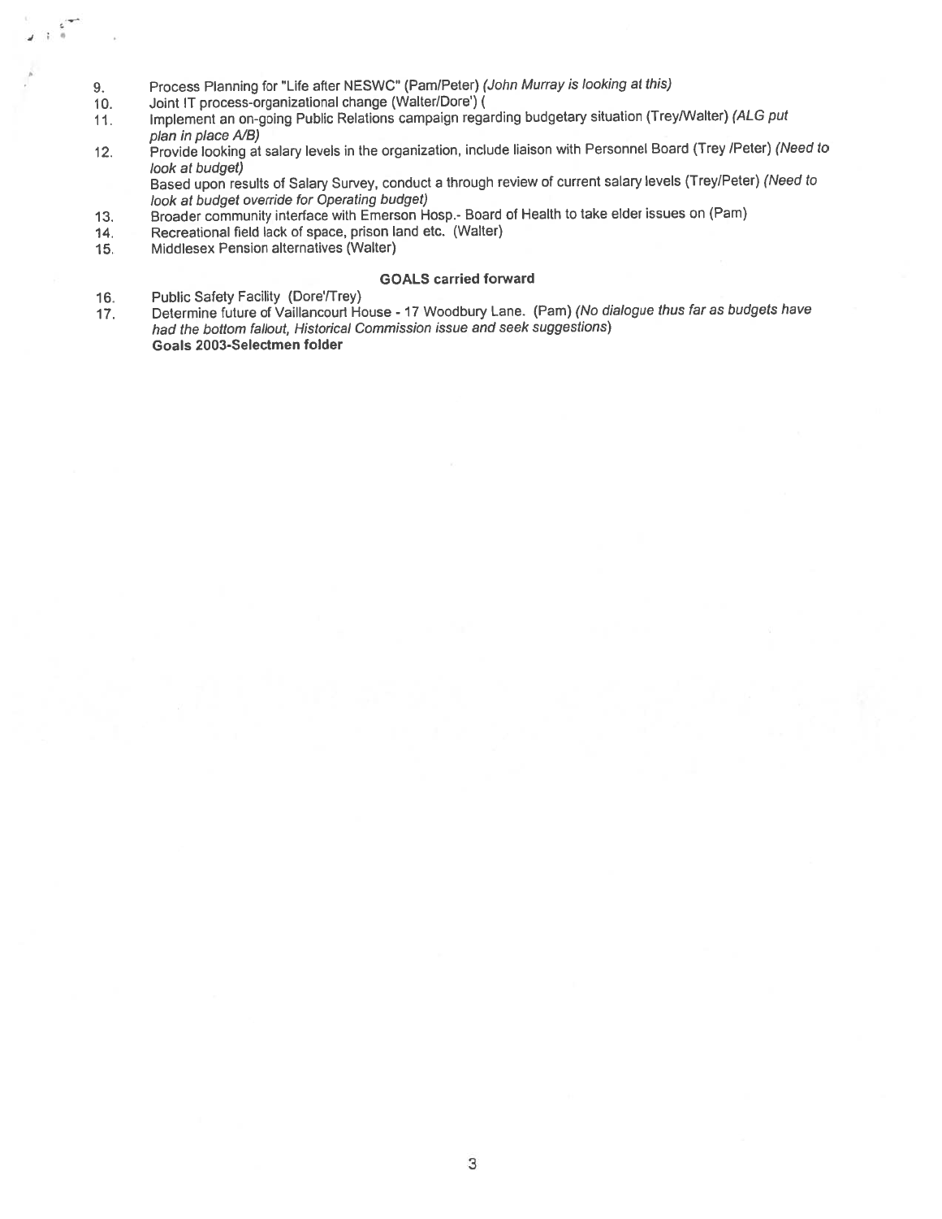9. Process Planning for "Life after NESWC" (Pam/Peter) *(John Murray is looking at this)*
10. Joint IT process-organizational change (Walter/Dore') (
11. Implement an on-going Public Relations campaign regarding budgetary situation (Trey/Walter) *(ALG put plan in place A/B)*
12. Provide looking at salary levels in the organization, include liaison with Personnel Board (Trey /Peter) *(Need to look at budget)*
    Based upon results of Salary Survey, conduct a through review of current salary levels (Trey/Peter) *(Need to look at budget override for Operating budget)*
13. Broader community interface with Emerson Hosp.- Board of Health to take elder issues on (Pam)
14. Recreational field lack of space, prison land etc. (Walter)
15. Middlesex Pension alternatives (Walter)

**GOALS carried forward**

16. Public Safety Facility (Dore'/Trey)
17. Determine future of Vaillancourt House - 17 Woodbury Lane. (Pam) *(No dialogue thus far as budgets have had the bottom fallout, Historical Commission issue and seek suggestions)*

**Goals 2003-Selectmen folder**